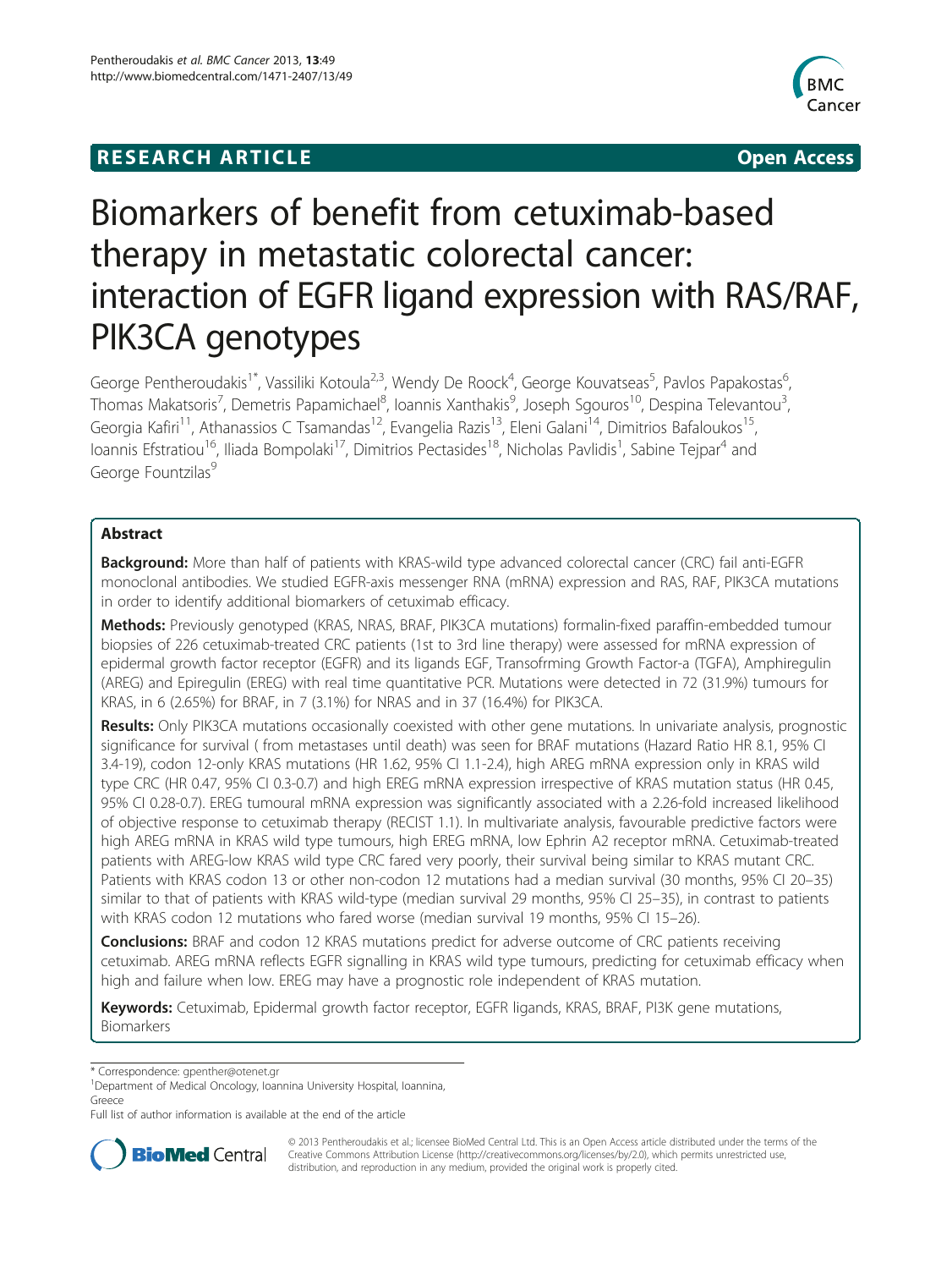RESEARCH ARTICLE Open Access

# Biomarkers of benefit from cetuximab-based therapy in metastatic colorectal cancer: interaction of EGFR ligand expression with RAS/RAF, PIK3CA genotypes

George Pentheroudakis[1*], Vassiliki Kotoula[2,3], Wendy De Roock[4], George Kouvatseas[5], Pavlos Papakostas[6], Thomas Makatsoris[7], Demetris Papamichael[8], Ioannis Xanthakis[9], Joseph Sgouros[10], Despina Televantou[3], Georgia Kafiri[11], Athanassios C Tsamandas[12], Evangelia Razis[13], Eleni Galani[14], Dimitrios Bafaloukos[15], Ioannis Efstratiou[16], Iliada Bompolaki[17], Dimitrios Pectasides[18], Nicholas Pavlidis[1], Sabine Tejpar[4] and George Fountzilas[9]

## Abstract

**Background:** More than half of patients with KRAS-wild type advanced colorectal cancer (CRC) fail anti-EGFR monoclonal antibodies. We studied EGFR-axis messenger RNA (mRNA) expression and RAS, RAF, PIK3CA mutations in order to identify additional biomarkers of cetuximab efficacy.

**Methods:** Previously genotyped (KRAS, NRAS, BRAF, PIK3CA mutations) formalin-fixed paraffin-embedded tumour biopsies of 226 cetuximab-treated CRC patients (1st to 3rd line therapy) were assessed for mRNA expression of epidermal growth factor receptor (EGFR) and its ligands EGF, Transofrming Growth Factor-a (TGFA), Amphiregulin (AREG) and Epiregulin (EREG) with real time quantitative PCR. Mutations were detected in 72 (31.9%) tumours for KRAS, in 6 (2.65%) for BRAF, in 7 (3.1%) for NRAS and in 37 (16.4%) for PIK3CA.

**Results:** Only PIK3CA mutations occasionally coexisted with other gene mutations. In univariate analysis, prognostic significance for survival ( from metastases until death) was seen for BRAF mutations (Hazard Ratio HR 8.1, 95% CI 3.4-19), codon 12-only KRAS mutations (HR 1.62, 95% CI 1.1-2.4), high AREG mRNA expression only in KRAS wild type CRC (HR 0.47, 95% CI 0.3-0.7) and high EREG mRNA expression irrespective of KRAS mutation status (HR 0.45, 95% CI 0.28-0.7). EREG tumoural mRNA expression was significantly associated with a 2.26-fold increased likelihood of objective response to cetuximab therapy (RECIST 1.1). In multivariate analysis, favourable predictive factors were high AREG mRNA in KRAS wild type tumours, high EREG mRNA, low Ephrin A2 receptor mRNA. Cetuximab-treated patients with AREG-low KRAS wild type CRC fared very poorly, their survival being similar to KRAS mutant CRC. Patients with KRAS codon 13 or other non-codon 12 mutations had a median survival (30 months, 95% CI 20–35) similar to that of patients with KRAS wild-type (median survival 29 months, 95% CI 25–35), in contrast to patients with KRAS codon 12 mutations who fared worse (median survival 19 months, 95% CI 15–26).

**Conclusions:** BRAF and codon 12 KRAS mutations predict for adverse outcome of CRC patients receiving cetuximab. AREG mRNA reflects EGFR signalling in KRAS wild type tumours, predicting for cetuximab efficacy when high and failure when low. EREG may have a prognostic role independent of KRAS mutation.

**Keywords:** Cetuximab, Epidermal growth factor receptor, EGFR ligands, KRAS, BRAF, PI3K gene mutations, Biomarkers

* Correspondence: gpenther@otenet.gr
[1]Department of Medical Oncology, Ioannina University Hospital, Ioannina, Greece
Full list of author information is available at the end of the article

© 2013 Pentheroudakis et al.; licensee BioMed Central Ltd. This is an Open Access article distributed under the terms of the Creative Commons Attribution License (http://creativecommons.org/licenses/by/2.0), which permits unrestricted use, distribution, and reproduction in any medium, provided the original work is properly cited.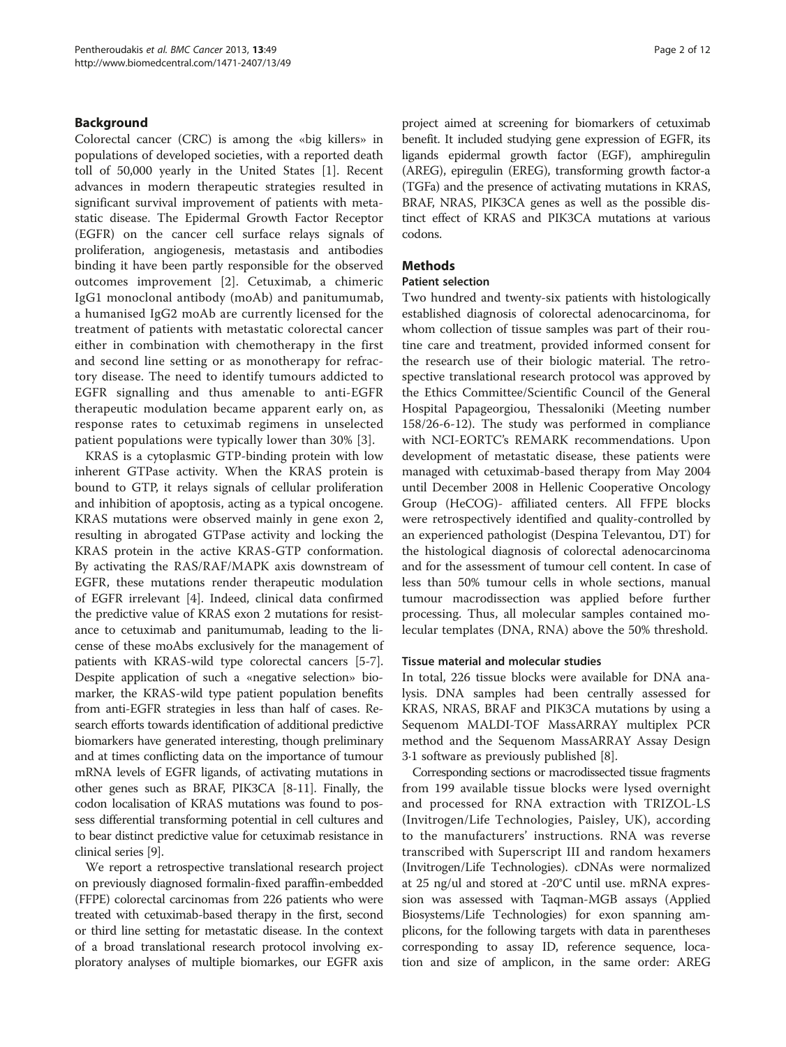## Background

Colorectal cancer (CRC) is among the «big killers» in populations of developed societies, with a reported death toll of 50,000 yearly in the United States [1]. Recent advances in modern therapeutic strategies resulted in significant survival improvement of patients with metastatic disease. The Epidermal Growth Factor Receptor (EGFR) on the cancer cell surface relays signals of proliferation, angiogenesis, metastasis and antibodies binding it have been partly responsible for the observed outcomes improvement [2]. Cetuximab, a chimeric IgG1 monoclonal antibody (moAb) and panitumumab, a humanised IgG2 moAb are currently licensed for the treatment of patients with metastatic colorectal cancer either in combination with chemotherapy in the first and second line setting or as monotherapy for refractory disease. The need to identify tumours addicted to EGFR signalling and thus amenable to anti-EGFR therapeutic modulation became apparent early on, as response rates to cetuximab regimens in unselected patient populations were typically lower than 30% [3].

KRAS is a cytoplasmic GTP-binding protein with low inherent GTPase activity. When the KRAS protein is bound to GTP, it relays signals of cellular proliferation and inhibition of apoptosis, acting as a typical oncogene. KRAS mutations were observed mainly in gene exon 2, resulting in abrogated GTPase activity and locking the KRAS protein in the active KRAS-GTP conformation. By activating the RAS/RAF/MAPK axis downstream of EGFR, these mutations render therapeutic modulation of EGFR irrelevant [4]. Indeed, clinical data confirmed the predictive value of KRAS exon 2 mutations for resistance to cetuximab and panitumumab, leading to the license of these moAbs exclusively for the management of patients with KRAS-wild type colorectal cancers [5-7]. Despite application of such a «negative selection» biomarker, the KRAS-wild type patient population benefits from anti-EGFR strategies in less than half of cases. Research efforts towards identification of additional predictive biomarkers have generated interesting, though preliminary and at times conflicting data on the importance of tumour mRNA levels of EGFR ligands, of activating mutations in other genes such as BRAF, PIK3CA [8-11]. Finally, the codon localisation of KRAS mutations was found to possess differential transforming potential in cell cultures and to bear distinct predictive value for cetuximab resistance in clinical series [9].

We report a retrospective translational research project on previously diagnosed formalin-fixed paraffin-embedded (FFPE) colorectal carcinomas from 226 patients who were treated with cetuximab-based therapy in the first, second or third line setting for metastatic disease. In the context of a broad translational research protocol involving exploratory analyses of multiple biomarkes, our EGFR axis project aimed at screening for biomarkers of cetuximab benefit. It included studying gene expression of EGFR, its ligands epidermal growth factor (EGF), amphiregulin (AREG), epiregulin (EREG), transforming growth factor-a (TGFa) and the presence of activating mutations in KRAS, BRAF, NRAS, PIK3CA genes as well as the possible distinct effect of KRAS and PIK3CA mutations at various codons.

## Methods

### Patient selection

Two hundred and twenty-six patients with histologically established diagnosis of colorectal adenocarcinoma, for whom collection of tissue samples was part of their routine care and treatment, provided informed consent for the research use of their biologic material. The retrospective translational research protocol was approved by the Ethics Committee/Scientific Council of the General Hospital Papageorgiou, Thessaloniki (Meeting number 158/26-6-12). The study was performed in compliance with NCI-EORTC's REMARK recommendations. Upon development of metastatic disease, these patients were managed with cetuximab-based therapy from May 2004 until December 2008 in Hellenic Cooperative Oncology Group (HeCOG)- affiliated centers. All FFPE blocks were retrospectively identified and quality-controlled by an experienced pathologist (Despina Televantou, DT) for the histological diagnosis of colorectal adenocarcinoma and for the assessment of tumour cell content. In case of less than 50% tumour cells in whole sections, manual tumour macrodissection was applied before further processing. Thus, all molecular samples contained molecular templates (DNA, RNA) above the 50% threshold.

### Tissue material and molecular studies

In total, 226 tissue blocks were available for DNA analysis. DNA samples had been centrally assessed for KRAS, NRAS, BRAF and PIK3CA mutations by using a Sequenom MALDI-TOF MassARRAY multiplex PCR method and the Sequenom MassARRAY Assay Design 3·1 software as previously published [8].

Corresponding sections or macrodissected tissue fragments from 199 available tissue blocks were lysed overnight and processed for RNA extraction with TRIZOL-LS (Invitrogen/Life Technologies, Paisley, UK), according to the manufacturers' instructions. RNA was reverse transcribed with Superscript III and random hexamers (Invitrogen/Life Technologies). cDNAs were normalized at 25 ng/ul and stored at -20°C until use. mRNA expression was assessed with Taqman-MGB assays (Applied Biosystems/Life Technologies) for exon spanning amplicons, for the following targets with data in parentheses corresponding to assay ID, reference sequence, location and size of amplicon, in the same order: AREG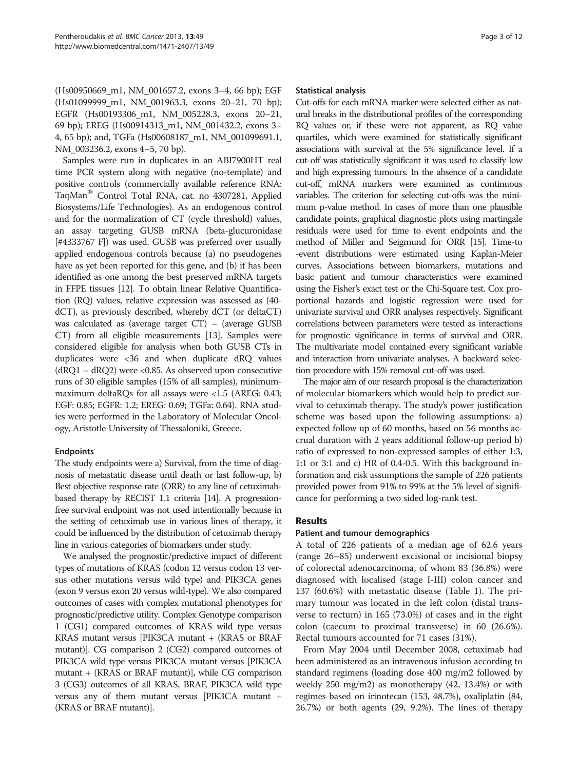(Hs00950669_m1, NM_001657.2, exons 3–4, 66 bp); EGF (Hs01099999_m1, NM_001963.3, exons 20–21, 70 bp); EGFR (Hs00193306_m1, NM_005228.3, exons 20–21, 69 bp); EREG (Hs00914313_m1, NM_001432.2, exons 3–4, 65 bp); and, TGFa (Hs00608187_m1, NM_001099691.1, NM_003236.2, exons 4–5, 70 bp).

Samples were run in duplicates in an ABI7900HT real time PCR system along with negative (no-template) and positive controls (commercially available reference RNA: TaqMan® Control Total RNA, cat. no 4307281, Applied Biosystems/Life Technologies). As an endogenous control and for the normalization of CT (cycle threshold) values, an assay targeting GUSB mRNA (beta-glucuronidase [#4333767 F]) was used. GUSB was preferred over usually applied endogenous controls because (a) no pseudogenes have as yet been reported for this gene, and (b) it has been identified as one among the best preserved mRNA targets in FFPE tissues [12]. To obtain linear Relative Quantification (RQ) values, relative expression was assessed as (40-dCT), as previously described, whereby dCT (or deltaCT) was calculated as (average target CT) – (average GUSB CT) from all eligible measurements [13]. Samples were considered eligible for analysis when both GUSB CTs in duplicates were <36 and when duplicate dRQ values (dRQ1 – dRQ2) were <0.85. As observed upon consecutive runs of 30 eligible samples (15% of all samples), minimum-maximum deltaRQs for all assays were <1.5 (AREG: 0.43; EGF: 0.85; EGFR: 1.2; EREG: 0.69; TGFa: 0.64). RNA studies were performed in the Laboratory of Molecular Oncology, Aristotle University of Thessaloniki, Greece.

### Endpoints

The study endpoints were a) Survival, from the time of diagnosis of metastatic disease until death or last follow-up, b) Best objective response rate (ORR) to any line of cetuximab-based therapy by RECIST 1.1 criteria [14]. A progression-free survival endpoint was not used intentionally because in the setting of cetuximab use in various lines of therapy, it could be influenced by the distribution of cetuximab therapy line in various categories of biomarkers under study.

We analysed the prognostic/predictive impact of different types of mutations of KRAS (codon 12 versus codon 13 versus other mutations versus wild type) and PIK3CA genes (exon 9 versus exon 20 versus wild-type). We also compared outcomes of cases with complex mutational phenotypes for prognostic/predictive utility. Complex Genotype comparison 1 (CG1) compared outcomes of KRAS wild type versus KRAS mutant versus [PIK3CA mutant + (KRAS or BRAF mutant)]. CG comparison 2 (CG2) compared outcomes of PIK3CA wild type versus PIK3CA mutant versus [PIK3CA mutant + (KRAS or BRAF mutant)], while CG comparison 3 (CG3) outcomes of all KRAS, BRAF, PIK3CA wild type versus any of them mutant versus [PIK3CA mutant + (KRAS or BRAF mutant)].

### Statistical analysis

Cut-offs for each mRNA marker were selected either as natural breaks in the distributional profiles of the corresponding RQ values or, if these were not apparent, as RQ value quartiles, which were examined for statistically significant associations with survival at the 5% significance level. If a cut-off was statistically significant it was used to classify low and high expressing tumours. In the absence of a candidate cut-off, mRNA markers were examined as continuous variables. The criterion for selecting cut-offs was the minimum p-value method. In cases of more than one plausible candidate points, graphical diagnostic plots using martingale residuals were used for time to event endpoints and the method of Miller and Seigmund for ORR [15]. Time-to-event distributions were estimated using Kaplan-Meier curves. Associations between biomarkers, mutations and basic patient and tumour characteristics were examined using the Fisher's exact test or the Chi-Square test. Cox proportional hazards and logistic regression were used for univariate survival and ORR analyses respectively. Significant correlations between parameters were tested as interactions for prognostic significance in terms of survival and ORR. The multivariate model contained every significant variable and interaction from univariate analyses. A backward selection procedure with 15% removal cut-off was used.

The major aim of our research proposal is the characterization of molecular biomarkers which would help to predict survival to cetuximab therapy. The study's power justification scheme was based upon the following assumptions: a) expected follow up of 60 months, based on 56 months accrual duration with 2 years additional follow-up period b) ratio of expressed to non-expressed samples of either 1:3, 1:1 or 3:1 and c) HR of 0.4-0.5. With this background information and risk assumptions the sample of 226 patients provided power from 91% to 99% at the 5% level of significance for performing a two sided log-rank test.

## Results

### Patient and tumour demographics

A total of 226 patients of a median age of 62.6 years (range 26–85) underwent excisional or incisional biopsy of colorectal adenocarcinoma, of whom 83 (36.8%) were diagnosed with localised (stage I-III) colon cancer and 137 (60.6%) with metastatic disease (Table 1). The primary tumour was located in the left colon (distal transverse to rectum) in 165 (73.0%) of cases and in the right colon (caecum to proximal transverse) in 60 (26.6%). Rectal tumours accounted for 71 cases (31%).

From May 2004 until December 2008, cetuximab had been administered as an intravenous infusion according to standard regimens (loading dose 400 mg/m2 followed by weekly 250 mg/m2) as monotherapy (42, 13.4%) or with regimes based on irinotecan (153, 48.7%), oxaliplatin (84, 26.7%) or both agents (29, 9.2%). The lines of therapy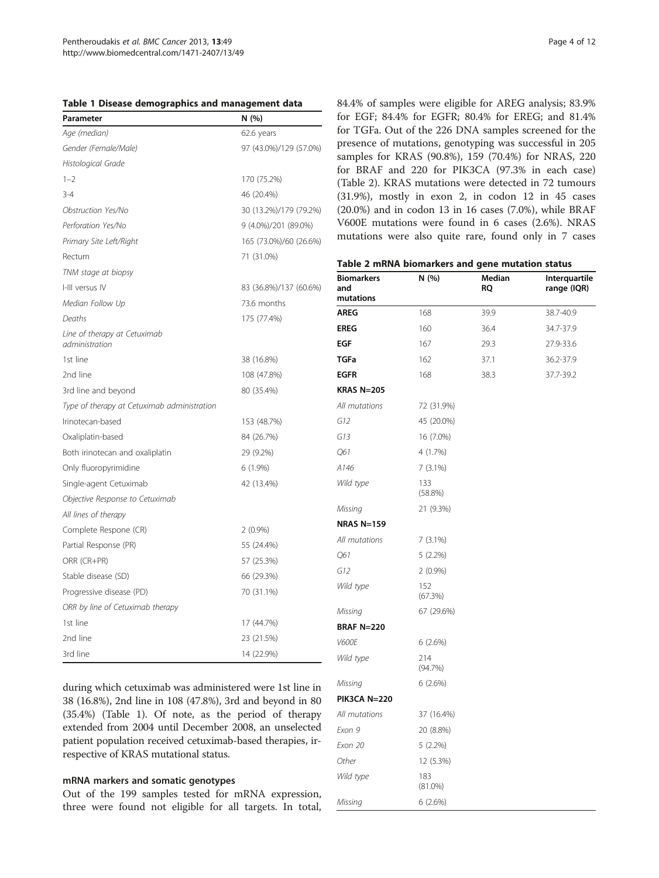**Table 1 Disease demographics and management data**

| Parameter | N (%) |
|---|---|
| *Age (median)* | 62.6 years |
| *Gender (Female/Male)* | 97 (43.0%)/129 (57.0%) |
| *Histological Grade* | |
| 1–2 | 170 (75.2%) |
| 3-4 | 46 (20.4%) |
| *Obstruction Yes/No* | 30 (13.2%)/179 (79.2%) |
| *Perforation Yes/No* | 9 (4.0%)/201 (89.0%) |
| *Primary Site Left/Right* | 165 (73.0%)/60 (26.6%) |
| Rectum | 71 (31.0%) |
| *TNM stage at biopsy* | |
| I-III versus IV | 83 (36.8%)/137 (60.6%) |
| *Median Follow Up* | 73.6 months |
| *Deaths* | 175 (77.4%) |
| *Line of therapy at Cetuximab administration* | |
| 1st line | 38 (16.8%) |
| 2nd line | 108 (47.8%) |
| 3rd line and beyond | 80 (35.4%) |
| *Type of therapy at Cetuximab administration* | |
| Irinotecan-based | 153 (48.7%) |
| Oxaliplatin-based | 84 (26.7%) |
| Both irinotecan and oxaliplatin | 29 (9.2%) |
| Only fluoropyrimidine | 6 (1.9%) |
| Single-agent Cetuximab | 42 (13.4%) |
| *Objective Response to Cetuximab* | |
| *All lines of therapy* | |
| Complete Respone (CR) | 2 (0.9%) |
| Partial Response (PR) | 55 (24.4%) |
| ORR (CR+PR) | 57 (25.3%) |
| Stable disease (SD) | 66 (29.3%) |
| Progressive disease (PD) | 70 (31.1%) |
| *ORR by line of Cetuximab therapy* | |
| 1st line | 17 (44.7%) |
| 2nd line | 23 (21.5%) |
| 3rd line | 14 (22.9%) |

during which cetuximab was administered were 1st line in 38 (16.8%), 2nd line in 108 (47.8%), 3rd and beyond in 80 (35.4%) (Table 1). Of note, as the period of therapy extended from 2004 until December 2008, an unselected patient population received cetuximab-based therapies, irrespective of KRAS mutational status.

### mRNA markers and somatic genotypes

Out of the 199 samples tested for mRNA expression, three were found not eligible for all targets. In total, 84.4% of samples were eligible for AREG analysis; 83.9% for EGF; 84.4% for EGFR; 80.4% for EREG; and 81.4% for TGFa. Out of the 226 DNA samples screened for the presence of mutations, genotyping was successful in 205 samples for KRAS (90.8%), 159 (70.4%) for NRAS, 220 for BRAF and 220 for PIK3CA (97.3% in each case) (Table 2). KRAS mutations were detected in 72 tumours (31.9%), mostly in exon 2, in codon 12 in 45 cases (20.0%) and in codon 13 in 16 cases (7.0%), while BRAF V600E mutations were found in 6 cases (2.6%). NRAS mutations were also quite rare, found only in 7 cases

**Table 2 mRNA biomarkers and gene mutation status**

| Biomarkers and mutations | N (%) | Median RQ | Interquartile range (IQR) |
|---|---|---|---|
| **AREG** | 168 | 39.9 | 38.7-40.9 |
| **EREG** | 160 | 36.4 | 34.7-37.9 |
| **EGF** | 167 | 29.3 | 27.9-33.6 |
| **TGFa** | 162 | 37.1 | 36.2-37.9 |
| **EGFR** | 168 | 38.3 | 37.7-39.2 |
| **KRAS N=205** | | | |
| *All mutations* | 72 (31.9%) | | |
| *G12* | 45 (20.0%) | | |
| *G13* | 16 (7.0%) | | |
| *Q61* | 4 (1.7%) | | |
| *A146* | 7 (3.1%) | | |
| *Wild type* | 133 (58.8%) | | |
| *Missing* | 21 (9.3%) | | |
| **NRAS N=159** | | | |
| *All mutations* | 7 (3.1%) | | |
| *Q61* | 5 (2.2%) | | |
| *G12* | 2 (0.9%) | | |
| *Wild type* | 152 (67.3%) | | |
| *Missing* | 67 (29.6%) | | |
| **BRAF N=220** | | | |
| *V600E* | 6 (2.6%) | | |
| *Wild type* | 214 (94.7%) | | |
| *Missing* | 6 (2.6%) | | |
| **PIK3CA N=220** | | | |
| *All mutations* | 37 (16.4%) | | |
| *Exon 9* | 20 (8.8%) | | |
| *Exon 20* | 5 (2.2%) | | |
| *Other* | 12 (5.3%) | | |
| *Wild type* | 183 (81.0%) | | |
| *Missing* | 6 (2.6%) | | |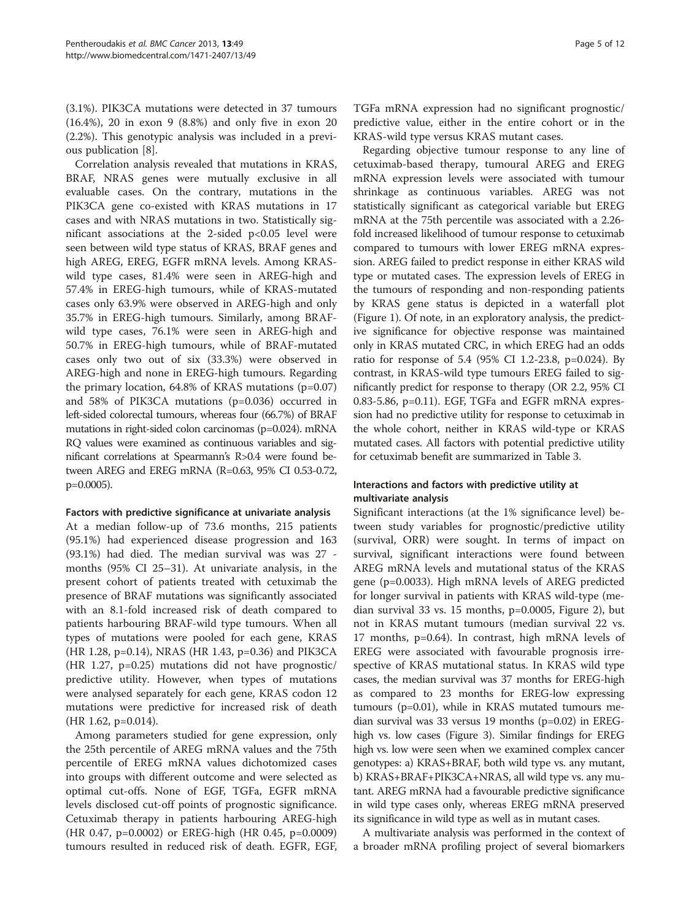(3.1%). PIK3CA mutations were detected in 37 tumours (16.4%), 20 in exon 9 (8.8%) and only five in exon 20 (2.2%). This genotypic analysis was included in a previous publication [8].

Correlation analysis revealed that mutations in KRAS, BRAF, NRAS genes were mutually exclusive in all evaluable cases. On the contrary, mutations in the PIK3CA gene co-existed with KRAS mutations in 17 cases and with NRAS mutations in two. Statistically significant associations at the 2-sided $p<0.05$ level were seen between wild type status of KRAS, BRAF genes and high AREG, EREG, EGFR mRNA levels. Among KRAS-wild type cases, 81.4% were seen in AREG-high and 57.4% in EREG-high tumours, while of KRAS-mutated cases only 63.9% were observed in AREG-high and only 35.7% in EREG-high tumours. Similarly, among BRAF-wild type cases, 76.1% were seen in AREG-high and 50.7% in EREG-high tumours, while of BRAF-mutated cases only two out of six (33.3%) were observed in AREG-high and none in EREG-high tumours. Regarding the primary location, 64.8% of KRAS mutations (p=0.07) and 58% of PIK3CA mutations (p=0.036) occurred in left-sided colorectal tumours, whereas four (66.7%) of BRAF mutations in right-sided colon carcinomas (p=0.024). mRNA RQ values were examined as continuous variables and significant correlations at Spearmann's R>0.4 were found between AREG and EREG mRNA (R=0.63, 95% CI 0.53-0.72, p=0.0005).

### Factors with predictive significance at univariate analysis

At a median follow-up of 73.6 months, 215 patients (95.1%) had experienced disease progression and 163 (93.1%) had died. The median survival was 27 - months (95% CI 25–31). At univariate analysis, in the present cohort of patients treated with cetuximab the presence of BRAF mutations was significantly associated with an 8.1-fold increased risk of death compared to patients harbouring BRAF-wild type tumours. When all types of mutations were pooled for each gene, KRAS (HR 1.28, p=0.14), NRAS (HR 1.43, p=0.36) and PIK3CA (HR 1.27, p=0.25) mutations did not have prognostic/predictive utility. However, when types of mutations were analysed separately for each gene, KRAS codon 12 mutations were predictive for increased risk of death (HR 1.62, p=0.014).

Among parameters studied for gene expression, only the 25th percentile of AREG mRNA values and the 75th percentile of EREG mRNA values dichotomized cases into groups with different outcome and were selected as optimal cut-offs. None of EGF, TGFa, EGFR mRNA levels disclosed cut-off points of prognostic significance. Cetuximab therapy in patients harbouring AREG-high (HR 0.47, p=0.0002) or EREG-high (HR 0.45, p=0.0009) tumours resulted in reduced risk of death. EGFR, EGF, TGFa mRNA expression had no significant prognostic/predictive value, either in the entire cohort or in the KRAS-wild type versus KRAS mutant cases.

Regarding objective tumour response to any line of cetuximab-based therapy, tumoural AREG and EREG mRNA expression levels were associated with tumour shrinkage as continuous variables. AREG was not statistically significant as categorical variable but EREG mRNA at the 75th percentile was associated with a 2.26-fold increased likelihood of tumour response to cetuximab compared to tumours with lower EREG mRNA expression. AREG failed to predict response in either KRAS wild type or mutated cases. The expression levels of EREG in the tumours of responding and non-responding patients by KRAS gene status is depicted in a waterfall plot (Figure 1). Of note, in an exploratory analysis, the predictive significance for objective response was maintained only in KRAS mutated CRC, in which EREG had an odds ratio for response of 5.4 (95% CI 1.2-23.8, p=0.024). By contrast, in KRAS-wild type tumours EREG failed to significantly predict for response to therapy (OR 2.2, 95% CI 0.83-5.86, p=0.11). EGF, TGFa and EGFR mRNA expression had no predictive utility for response to cetuximab in the whole cohort, neither in KRAS wild-type or KRAS mutated cases. All factors with potential predictive utility for cetuximab benefit are summarized in Table 3.

### Interactions and factors with predictive utility at multivariate analysis

Significant interactions (at the 1% significance level) between study variables for prognostic/predictive utility (survival, ORR) were sought. In terms of impact on survival, significant interactions were found between AREG mRNA levels and mutational status of the KRAS gene (p=0.0033). High mRNA levels of AREG predicted for longer survival in patients with KRAS wild-type (median survival 33 vs. 15 months, p=0.0005, Figure 2), but not in KRAS mutant tumours (median survival 22 vs. 17 months, p=0.64). In contrast, high mRNA levels of EREG were associated with favourable prognosis irrespective of KRAS mutational status. In KRAS wild type cases, the median survival was 37 months for EREG-high as compared to 23 months for EREG-low expressing tumours (p=0.01), while in KRAS mutated tumours median survival was 33 versus 19 months (p=0.02) in EREG-high vs. low cases (Figure 3). Similar findings for EREG high vs. low were seen when we examined complex cancer genotypes: a) KRAS+BRAF, both wild type vs. any mutant, b) KRAS+BRAF+PIK3CA+NRAS, all wild type vs. any mutant. AREG mRNA had a favourable predictive significance in wild type cases only, whereas EREG mRNA preserved its significance in wild type as well as in mutant cases.

A multivariate analysis was performed in the context of a broader mRNA profiling project of several biomarkers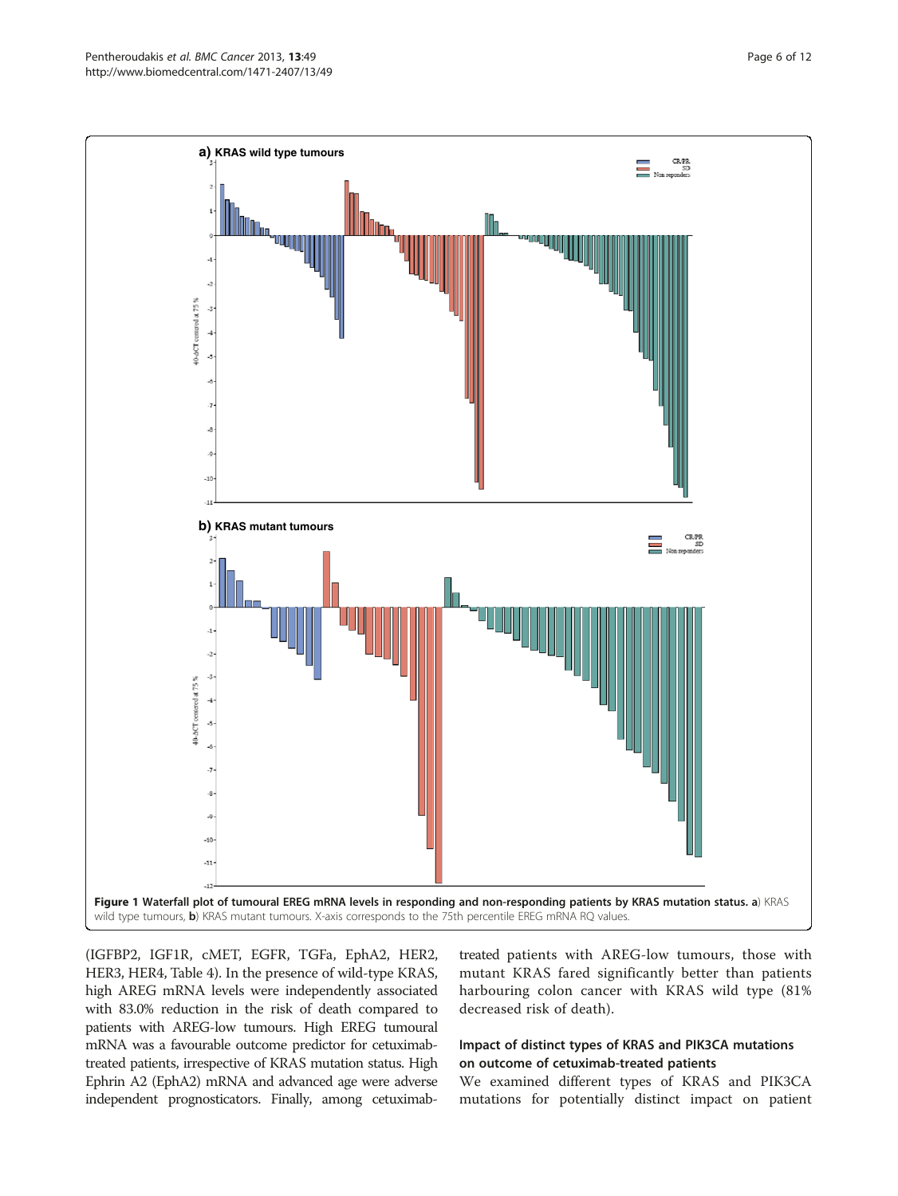**Figure 1 Waterfall plot of tumoural EREG mRNA levels in responding and non-responding patients by KRAS mutation status. a**) KRAS wild type tumours, **b**) KRAS mutant tumours. X-axis corresponds to the 75th percentile EREG mRNA RQ values.

(IGFBP2, IGF1R, cMET, EGFR, TGFa, EphA2, HER2, HER3, HER4, Table 4). In the presence of wild-type KRAS, high AREG mRNA levels were independently associated with 83.0% reduction in the risk of death compared to patients with AREG-low tumours. High EREG tumoural mRNA was a favourable outcome predictor for cetuximab-treated patients, irrespective of KRAS mutation status. High Ephrin A2 (EphA2) mRNA and advanced age were adverse independent prognosticators. Finally, among cetuximab-treated patients with AREG-low tumours, those with mutant KRAS fared significantly better than patients harbouring colon cancer with KRAS wild type (81% decreased risk of death).

### Impact of distinct types of KRAS and PIK3CA mutations on outcome of cetuximab-treated patients

We examined different types of KRAS and PIK3CA mutations for potentially distinct impact on patient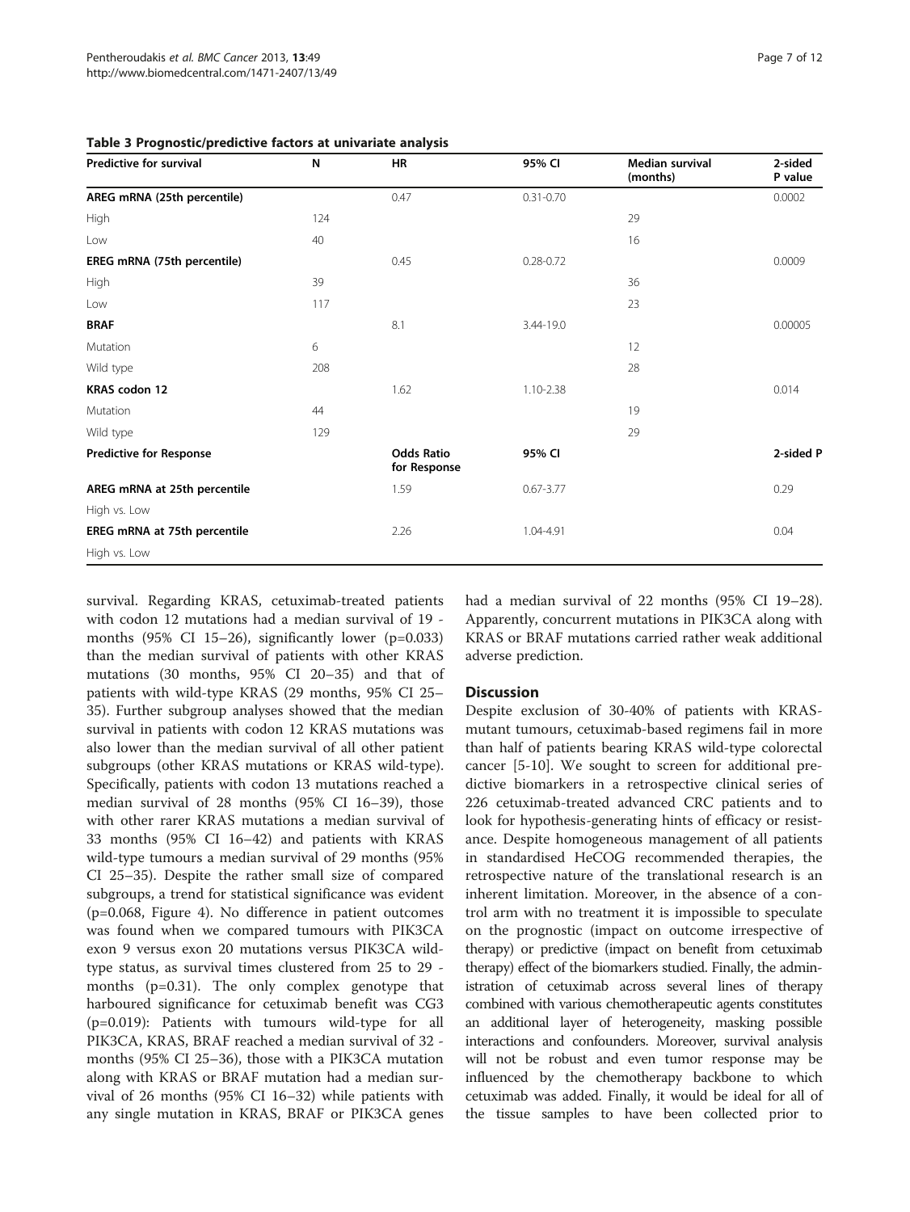**Table 3 Prognostic/predictive factors at univariate analysis**

| Predictive for survival | N | HR | 95% CI | Median survival (months) | 2-sided P value |
|---|---|---|---|---|---|
| **AREG mRNA (25th percentile)** | | 0.47 | 0.31-0.70 | | 0.0002 |
| High | 124 | | | 29 | |
| Low | 40 | | | 16 | |
| **EREG mRNA (75th percentile)** | | 0.45 | 0.28-0.72 | | 0.0009 |
| High | 39 | | | 36 | |
| Low | 117 | | | 23 | |
| **BRAF** | | 8.1 | 3.44-19.0 | | 0.00005 |
| Mutation | 6 | | | 12 | |
| Wild type | 208 | | | 28 | |
| **KRAS codon 12** | | 1.62 | 1.10-2.38 | | 0.014 |
| Mutation | 44 | | | 19 | |
| Wild type | 129 | | | 29 | |
| **Predictive for Response** | | **Odds Ratio for Response** | **95% CI** | | **2-sided P** |
| **AREG mRNA at 25th percentile** | | 1.59 | 0.67-3.77 | | 0.29 |
| High vs. Low | | | | | |
| **EREG mRNA at 75th percentile** | | 2.26 | 1.04-4.91 | | 0.04 |
| High vs. Low | | | | | |

survival. Regarding KRAS, cetuximab-treated patients with codon 12 mutations had a median survival of 19 - months (95% CI 15–26), significantly lower (p=0.033) than the median survival of patients with other KRAS mutations (30 months, 95% CI 20–35) and that of patients with wild-type KRAS (29 months, 95% CI 25–35). Further subgroup analyses showed that the median survival in patients with codon 12 KRAS mutations was also lower than the median survival of all other patient subgroups (other KRAS mutations or KRAS wild-type). Specifically, patients with codon 13 mutations reached a median survival of 28 months (95% CI 16–39), those with other rarer KRAS mutations a median survival of 33 months (95% CI 16–42) and patients with KRAS wild-type tumours a median survival of 29 months (95% CI 25–35). Despite the rather small size of compared subgroups, a trend for statistical significance was evident (p=0.068, Figure 4). No difference in patient outcomes was found when we compared tumours with PIK3CA exon 9 versus exon 20 mutations versus PIK3CA wild-type status, as survival times clustered from 25 to 29 - months (p=0.31). The only complex genotype that harboured significance for cetuximab benefit was CG3 (p=0.019): Patients with tumours wild-type for all PIK3CA, KRAS, BRAF reached a median survival of 32 - months (95% CI 25–36), those with a PIK3CA mutation along with KRAS or BRAF mutation had a median survival of 26 months (95% CI 16–32) while patients with any single mutation in KRAS, BRAF or PIK3CA genes had a median survival of 22 months (95% CI 19–28). Apparently, concurrent mutations in PIK3CA along with KRAS or BRAF mutations carried rather weak additional adverse prediction.

## Discussion

Despite exclusion of 30-40% of patients with KRAS-mutant tumours, cetuximab-based regimens fail in more than half of patients bearing KRAS wild-type colorectal cancer [5-10]. We sought to screen for additional predictive biomarkers in a retrospective clinical series of 226 cetuximab-treated advanced CRC patients and to look for hypothesis-generating hints of efficacy or resistance. Despite homogeneous management of all patients in standardised HeCOG recommended therapies, the retrospective nature of the translational research is an inherent limitation. Moreover, in the absence of a control arm with no treatment it is impossible to speculate on the prognostic (impact on outcome irrespective of therapy) or predictive (impact on benefit from cetuximab therapy) effect of the biomarkers studied. Finally, the administration of cetuximab across several lines of therapy combined with various chemotherapeutic agents constitutes an additional layer of heterogeneity, masking possible interactions and confounders. Moreover, survival analysis will not be robust and even tumor response may be influenced by the chemotherapy backbone to which cetuximab was added. Finally, it would be ideal for all of the tissue samples to have been collected prior to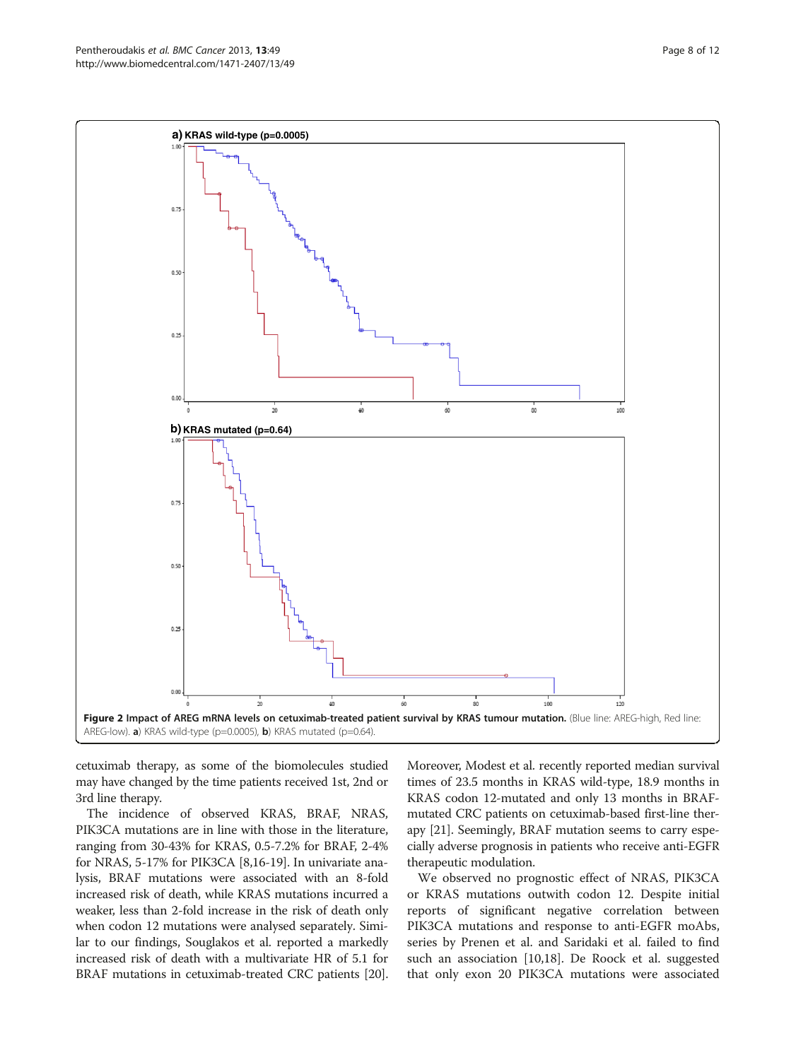**Figure 2 Impact of AREG mRNA levels on cetuximab-treated patient survival by KRAS tumour mutation.** (Blue line: AREG-high, Red line: AREG-low). **a**) KRAS wild-type (p=0.0005), **b**) KRAS mutated (p=0.64).

cetuximab therapy, as some of the biomolecules studied may have changed by the time patients received 1st, 2nd or 3rd line therapy.

The incidence of observed KRAS, BRAF, NRAS, PIK3CA mutations are in line with those in the literature, ranging from 30-43% for KRAS, 0.5-7.2% for BRAF, 2-4% for NRAS, 5-17% for PIK3CA [8,16-19]. In univariate analysis, BRAF mutations were associated with an 8-fold increased risk of death, while KRAS mutations incurred a weaker, less than 2-fold increase in the risk of death only when codon 12 mutations were analysed separately. Similar to our findings, Souglakos et al. reported a markedly increased risk of death with a multivariate HR of 5.1 for BRAF mutations in cetuximab-treated CRC patients [20]. Moreover, Modest et al. recently reported median survival times of 23.5 months in KRAS wild-type, 18.9 months in KRAS codon 12-mutated and only 13 months in BRAF-mutated CRC patients on cetuximab-based first-line therapy [21]. Seemingly, BRAF mutation seems to carry especially adverse prognosis in patients who receive anti-EGFR therapeutic modulation.

We observed no prognostic effect of NRAS, PIK3CA or KRAS mutations outwith codon 12. Despite initial reports of significant negative correlation between PIK3CA mutations and response to anti-EGFR moAbs, series by Prenen et al. and Saridaki et al. failed to find such an association [10,18]. De Roock et al. suggested that only exon 20 PIK3CA mutations were associated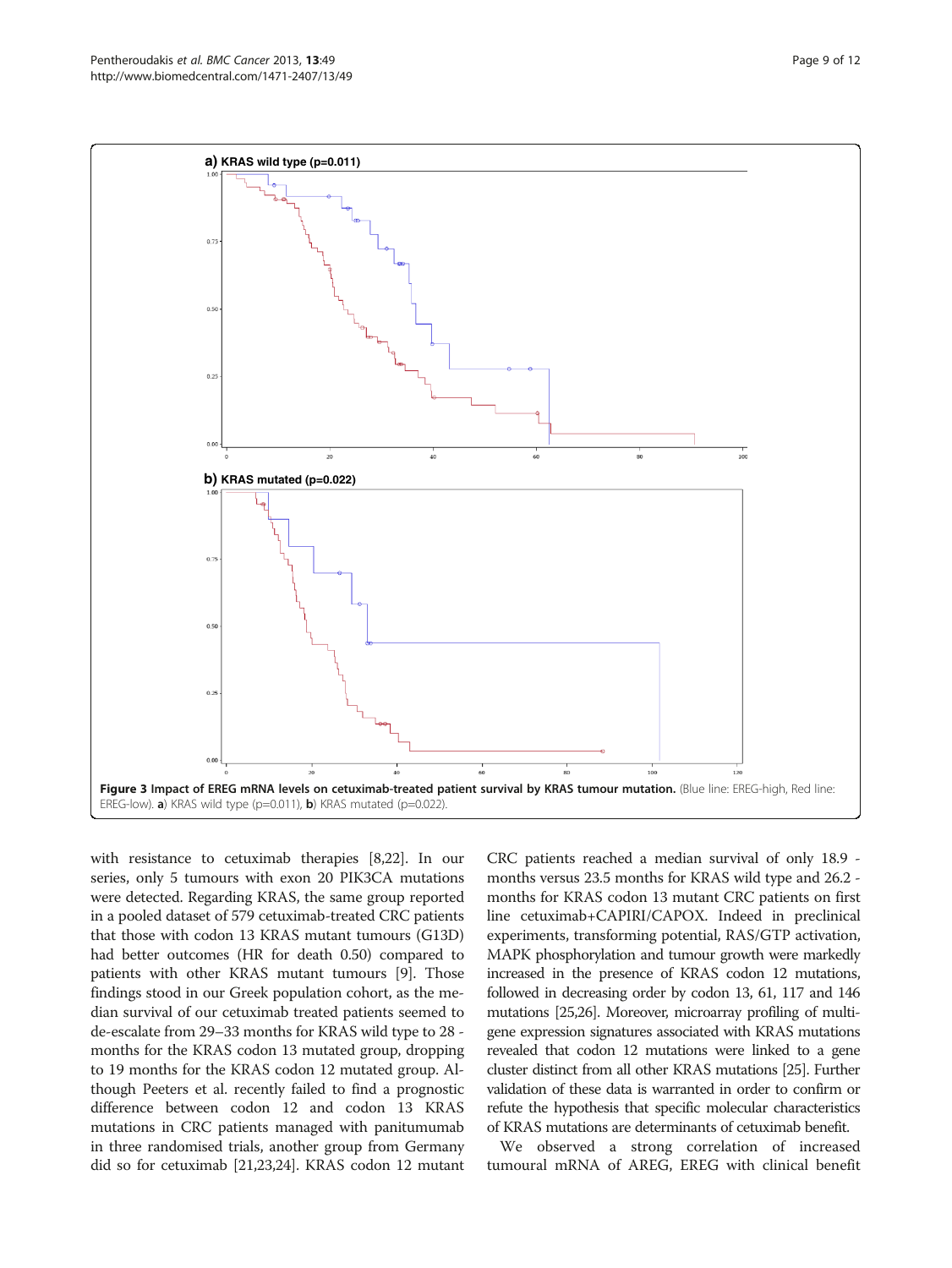**Figure 3 Impact of EREG mRNA levels on cetuximab-treated patient survival by KRAS tumour mutation.** (Blue line: EREG-high, Red line: EREG-low). **a)** KRAS wild type (p=0.011), **b)** KRAS mutated (p=0.022).

with resistance to cetuximab therapies [8,22]. In our series, only 5 tumours with exon 20 PIK3CA mutations were detected. Regarding KRAS, the same group reported in a pooled dataset of 579 cetuximab-treated CRC patients that those with codon 13 KRAS mutant tumours (G13D) had better outcomes (HR for death 0.50) compared to patients with other KRAS mutant tumours [9]. Those findings stood in our Greek population cohort, as the median survival of our cetuximab treated patients seemed to de-escalate from 29–33 months for KRAS wild type to 28 -months for the KRAS codon 13 mutated group, dropping to 19 months for the KRAS codon 12 mutated group. Although Peeters et al. recently failed to find a prognostic difference between codon 12 and codon 13 KRAS mutations in CRC patients managed with panitumumab in three randomised trials, another group from Germany did so for cetuximab [21,23,24]. KRAS codon 12 mutant CRC patients reached a median survival of only 18.9 -months versus 23.5 months for KRAS wild type and 26.2 -months for KRAS codon 13 mutant CRC patients on first line cetuximab+CAPIRI/CAPOX. Indeed in preclinical experiments, transforming potential, RAS/GTP activation, MAPK phosphorylation and tumour growth were markedly increased in the presence of KRAS codon 12 mutations, followed in decreasing order by codon 13, 61, 117 and 146 mutations [25,26]. Moreover, microarray profiling of multigene expression signatures associated with KRAS mutations revealed that codon 12 mutations were linked to a gene cluster distinct from all other KRAS mutations [25]. Further validation of these data is warranted in order to confirm or refute the hypothesis that specific molecular characteristics of KRAS mutations are determinants of cetuximab benefit.

We observed a strong correlation of increased tumoural mRNA of AREG, EREG with clinical benefit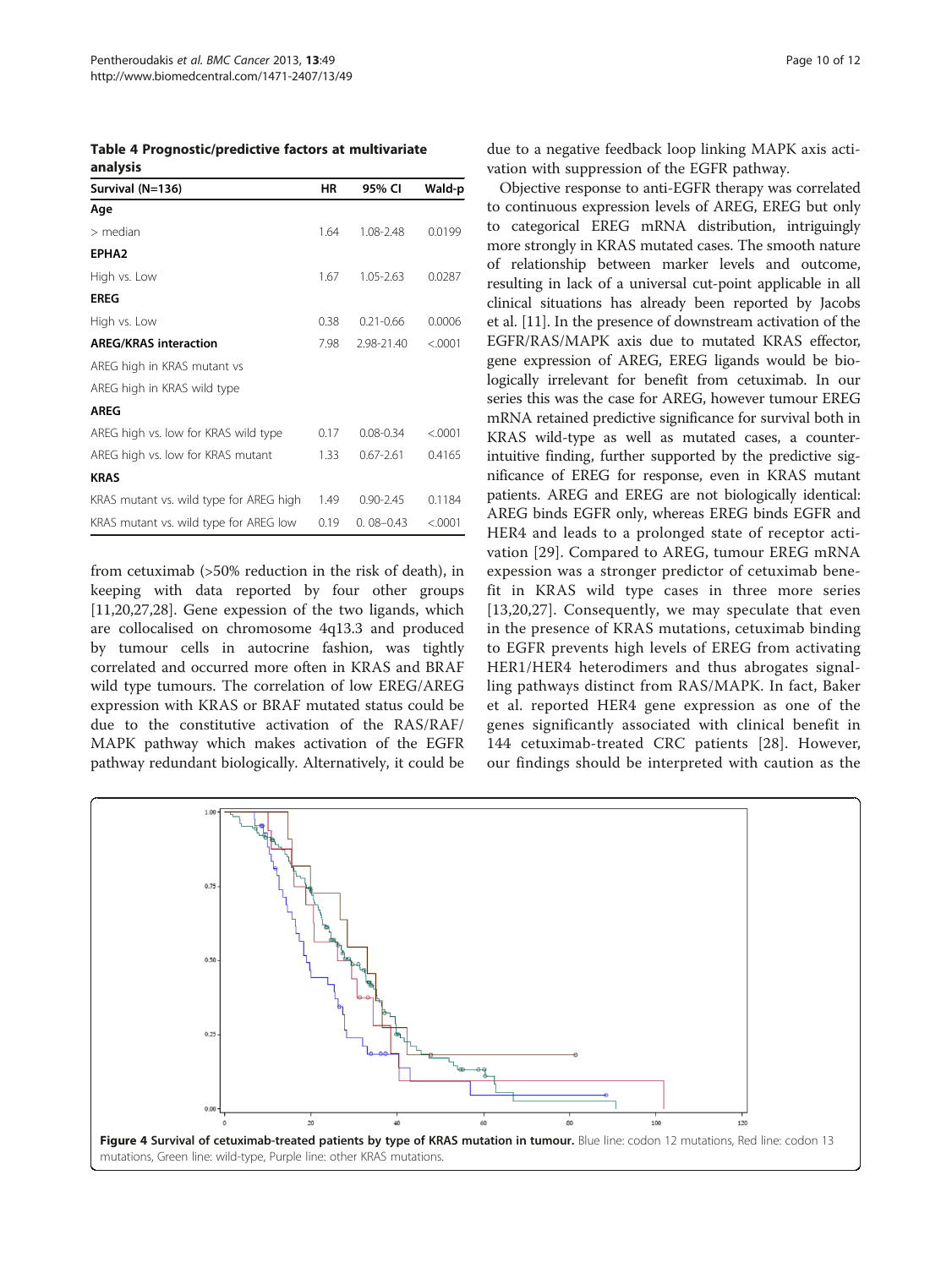**Table 4 Prognostic/predictive factors at multivariate analysis**

| Survival (N=136) | HR | 95% CI | Wald-p |
|---|---|---|---|
| **Age** | | | |
| > median | 1.64 | 1.08-2.48 | 0.0199 |
| **EPHA2** | | | |
| High vs. Low | 1.67 | 1.05-2.63 | 0.0287 |
| **EREG** | | | |
| High vs. Low | 0.38 | 0.21-0.66 | 0.0006 |
| **AREG/KRAS interaction** | 7.98 | 2.98-21.40 | <.0001 |
| AREG high in KRAS mutant vs | | | |
| AREG high in KRAS wild type | | | |
| **AREG** | | | |
| AREG high vs. low for KRAS wild type | 0.17 | 0.08-0.34 | <.0001 |
| AREG high vs. low for KRAS mutant | 1.33 | 0.67-2.61 | 0.4165 |
| **KRAS** | | | |
| KRAS mutant vs. wild type for AREG high | 1.49 | 0.90-2.45 | 0.1184 |
| KRAS mutant vs. wild type for AREG low | 0.19 | 0. 08–0.43 | <.0001 |

from cetuximab (>50% reduction in the risk of death), in keeping with data reported by four other groups [11,20,27,28]. Gene expression of the two ligands, which are collocalised on chromosome 4q13.3 and produced by tumour cells in autocrine fashion, was tightly correlated and occurred more often in KRAS and BRAF wild type tumours. The correlation of low EREG/AREG expression with KRAS or BRAF mutated status could be due to the constitutive activation of the RAS/RAF/MAPK pathway which makes activation of the EGFR pathway redundant biologically. Alternatively, it could be due to a negative feedback loop linking MAPK axis activation with suppression of the EGFR pathway.

Objective response to anti-EGFR therapy was correlated to continuous expression levels of AREG, EREG but only to categorical EREG mRNA distribution, intriguingly more strongly in KRAS mutated cases. The smooth nature of relationship between marker levels and outcome, resulting in lack of a universal cut-point applicable in all clinical situations has already been reported by Jacobs et al. [11]. In the presence of downstream activation of the EGFR/RAS/MAPK axis due to mutated KRAS effector, gene expression of AREG, EREG ligands would be biologically irrelevant for benefit from cetuximab. In our series this was the case for AREG, however tumour EREG mRNA retained predictive significance for survival both in KRAS wild-type as well as mutated cases, a counter-intuitive finding, further supported by the predictive significance of EREG for response, even in KRAS mutant patients. AREG and EREG are not biologically identical: AREG binds EGFR only, whereas EREG binds EGFR and HER4 and leads to a prolonged state of receptor activation [29]. Compared to AREG, tumour EREG mRNA expression was a stronger predictor of cetuximab benefit in KRAS wild type cases in three more series [13,20,27]. Consequently, we may speculate that even in the presence of KRAS mutations, cetuximab binding to EGFR prevents high levels of EREG from activating HER1/HER4 heterodimers and thus abrogates signalling pathways distinct from RAS/MAPK. In fact, Baker et al. reported HER4 gene expression as one of the genes significantly associated with clinical benefit in 144 cetuximab-treated CRC patients [28]. However, our findings should be interpreted with caution as the

**Figure 4 Survival of cetuximab-treated patients by type of KRAS mutation in tumour.** Blue line: codon 12 mutations, Red line: codon 13 mutations, Green line: wild-type, Purple line: other KRAS mutations.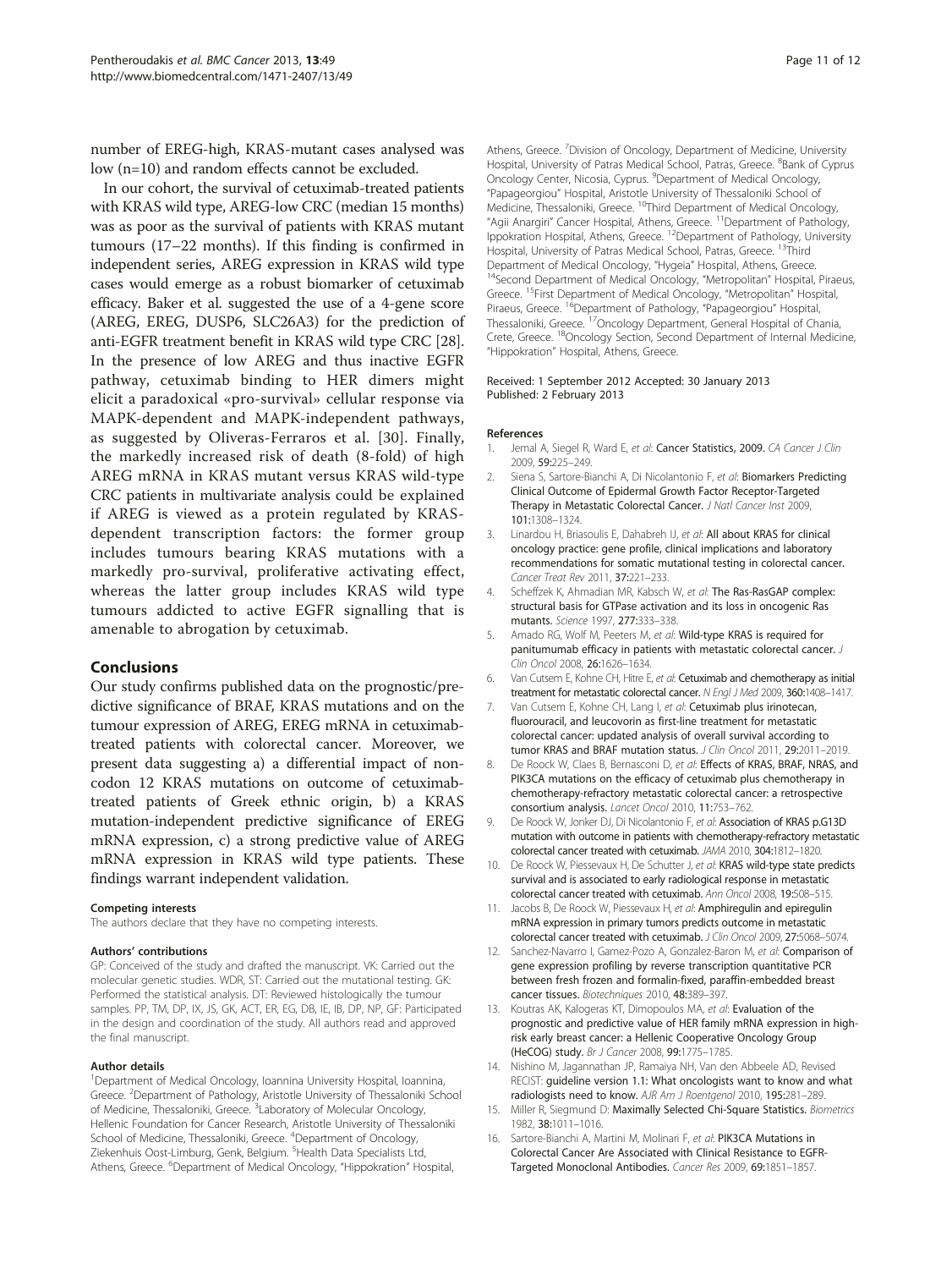number of EREG-high, KRAS-mutant cases analysed was low (n=10) and random effects cannot be excluded.

In our cohort, the survival of cetuximab-treated patients with KRAS wild type, AREG-low CRC (median 15 months) was as poor as the survival of patients with KRAS mutant tumours (17–22 months). If this finding is confirmed in independent series, AREG expression in KRAS wild type cases would emerge as a robust biomarker of cetuximab efficacy. Baker et al. suggested the use of a 4-gene score (AREG, EREG, DUSP6, SLC26A3) for the prediction of anti-EGFR treatment benefit in KRAS wild type CRC [28]. In the presence of low AREG and thus inactive EGFR pathway, cetuximab binding to HER dimers might elicit a paradoxical «pro-survival» cellular response via MAPK-dependent and MAPK-independent pathways, as suggested by Oliveras-Ferraros et al. [30]. Finally, the markedly increased risk of death (8-fold) of high AREG mRNA in KRAS mutant versus KRAS wild-type CRC patients in multivariate analysis could be explained if AREG is viewed as a protein regulated by KRAS-dependent transcription factors: the former group includes tumours bearing KRAS mutations with a markedly pro-survival, proliferative activating effect, whereas the latter group includes KRAS wild type tumours addicted to active EGFR signalling that is amenable to abrogation by cetuximab.

## Conclusions

Our study confirms published data on the prognostic/predictive significance of BRAF, KRAS mutations and on the tumour expression of AREG, EREG mRNA in cetuximab-treated patients with colorectal cancer. Moreover, we present data suggesting a) a differential impact of non-codon 12 KRAS mutations on outcome of cetuximab-treated patients of Greek ethnic origin, b) a KRAS mutation-independent predictive significance of EREG mRNA expression, c) a strong predictive value of AREG mRNA expression in KRAS wild type patients. These findings warrant independent validation.

#### Competing interests

The authors declare that they have no competing interests.

#### Authors' contributions

GP: Conceived of the study and drafted the manuscript. VK: Carried out the molecular genetic studies. WDR, ST: Carried out the mutational testing. GK: Performed the statistical analysis. DT: Reviewed histologically the tumour samples. PP, TM, DP, IX, JS, GK, ACT, ER, EG, DB, IE, IB, DP, NP, GF: Participated in the design and coordination of the study. All authors read and approved the final manuscript.

#### Author details

[1]Department of Medical Oncology, Ioannina University Hospital, Ioannina, Greece. [2]Department of Pathology, Aristotle University of Thessaloniki School of Medicine, Thessaloniki, Greece. [3]Laboratory of Molecular Oncology, Hellenic Foundation for Cancer Research, Aristotle University of Thessaloniki School of Medicine, Thessaloniki, Greece. [4]Department of Oncology, Ziekenhuis Oost-Limburg, Genk, Belgium. [5]Health Data Specialists Ltd, Athens, Greece. [6]Department of Medical Oncology, "Hippokration" Hospital, Athens, Greece. [7]Division of Oncology, Department of Medicine, University Hospital, University of Patras Medical School, Patras, Greece. [8]Bank of Cyprus Oncology Center, Nicosia, Cyprus. [9]Department of Medical Oncology, "Papageorgiou" Hospital, Aristotle University of Thessaloniki School of Medicine, Thessaloniki, Greece. [10]Third Department of Medical Oncology, "Agii Anargiri" Cancer Hospital, Athens, Greece. [11]Department of Pathology, Ippokration Hospital, Athens, Greece. [12]Department of Pathology, University Hospital, University of Patras Medical School, Patras, Greece. [13]Third Department of Medical Oncology, "Hygeia" Hospital, Athens, Greece. [14]Second Department of Medical Oncology, "Metropolitan" Hospital, Piraeus, Greece. [15]First Department of Medical Oncology, "Metropolitan" Hospital, Piraeus, Greece. [16]Department of Pathology, "Papageorgiou" Hospital, Thessaloniki, Greece. [17]Oncology Department, General Hospital of Chania, Crete, Greece. [18]Oncology Section, Second Department of Internal Medicine, "Hippokration" Hospital, Athens, Greece.

Received: 1 September 2012 Accepted: 30 January 2013
Published: 2 February 2013

#### References

1. Jemal A, Siegel R, Ward E, *et al*: **Cancer Statistics, 2009.** *CA Cancer J Clin* 2009, **59:**225–249.
2. Siena S, Sartore-Bianchi A, Di Nicolantonio F, *et al*: **Biomarkers Predicting Clinical Outcome of Epidermal Growth Factor Receptor-Targeted Therapy in Metastatic Colorectal Cancer.** *J Natl Cancer Inst* 2009, **101:**1308–1324.
3. Linardou H, Briasoulis E, Dahabreh IJ, *et al*: **All about KRAS for clinical oncology practice: gene profile, clinical implications and laboratory recommendations for somatic mutational testing in colorectal cancer.** *Cancer Treat Rev* 2011, **37:**221–233.
4. Scheffzek K, Ahmadian MR, Kabsch W, *et al*: **The Ras-RasGAP complex: structural basis for GTPase activation and its loss in oncogenic Ras mutants.** *Science* 1997, **277:**333–338.
5. Amado RG, Wolf M, Peeters M, *et al*: **Wild-type KRAS is required for panitumumab efficacy in patients with metastatic colorectal cancer.** *J Clin Oncol* 2008, **26:**1626–1634.
6. Van Cutsem E, Kohne CH, Hitre E, *et al*: **Cetuximab and chemotherapy as initial treatment for metastatic colorectal cancer.** *N Engl J Med* 2009, **360:**1408–1417.
7. Van Cutsem E, Kohne CH, Lang I, *et al*: **Cetuximab plus irinotecan, fluorouracil, and leucovorin as first-line treatment for metastatic colorectal cancer: updated analysis of overall survival according to tumor KRAS and BRAF mutation status.** *J Clin Oncol* 2011, **29:**2011–2019.
8. De Roock W, Claes B, Bernasconi D, *et al*: **Effects of KRAS, BRAF, NRAS, and PIK3CA mutations on the efficacy of cetuximab plus chemotherapy in chemotherapy-refractory metastatic colorectal cancer: a retrospective consortium analysis.** *Lancet Oncol* 2010, **11:**753–762.
9. De Roock W, Jonker DJ, Di Nicolantonio F, *et al*: **Association of KRAS p.G13D mutation with outcome in patients with chemotherapy-refractory metastatic colorectal cancer treated with cetuximab.** *JAMA* 2010, **304:**1812–1820.
10. De Roock W, Piessevaux H, De Schutter J, *et al*: **KRAS wild-type state predicts survival and is associated to early radiological response in metastatic colorectal cancer treated with cetuximab.** *Ann Oncol* 2008, **19:**508–515.
11. Jacobs B, De Roock W, Piessevaux H, *et al*: **Amphiregulin and epiregulin mRNA expression in primary tumors predicts outcome in metastatic colorectal cancer treated with cetuximab.** *J Clin Oncol* 2009, **27:**5068–5074.
12. Sanchez-Navarro I, Gamez-Pozo A, Gonzalez-Baron M, *et al*: **Comparison of gene expression profiling by reverse transcription quantitative PCR between fresh frozen and formalin-fixed, paraffin-embedded breast cancer tissues.** *Biotechniques* 2010, **48:**389–397.
13. Koutras AK, Kalogeras KT, Dimopoulos MA, *et al*: **Evaluation of the prognostic and predictive value of HER family mRNA expression in high-risk early breast cancer: a Hellenic Cooperative Oncology Group (HeCOG) study.** *Br J Cancer* 2008, **99:**1775–1785.
14. Nishino M, Jagannathan JP, Ramaiya NH, Van den Abbeele AD, Revised RECIST: **guideline version 1.1: What oncologists want to know and what radiologists need to know.** *AJR Am J Roentgenol* 2010, **195:**281–289.
15. Miller R, Siegmund D: **Maximally Selected Chi-Square Statistics.** *Biometrics* 1982, **38:**1011–1016.
16. Sartore-Bianchi A, Martini M, Molinari F, *et al*: **PIK3CA Mutations in Colorectal Cancer Are Associated with Clinical Resistance to EGFR-Targeted Monoclonal Antibodies.** *Cancer Res* 2009, **69:**1851–1857.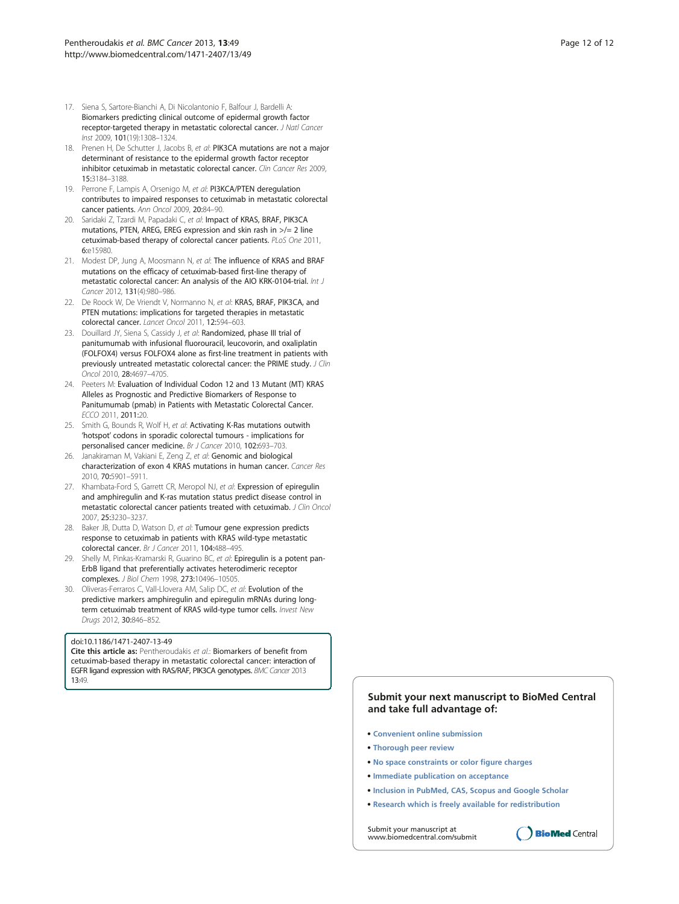17. Siena S, Sartore-Bianchi A, Di Nicolantonio F, Balfour J, Bardelli A: Biomarkers predicting clinical outcome of epidermal growth factor receptor-targeted therapy in metastatic colorectal cancer. *J Natl Cancer Inst* 2009, **101**(19):1308–1324.
18. Prenen H, De Schutter J, Jacobs B, *et al*: PIK3CA mutations are not a major determinant of resistance to the epidermal growth factor receptor inhibitor cetuximab in metastatic colorectal cancer. *Clin Cancer Res* 2009, **15**:3184–3188.
19. Perrone F, Lampis A, Orsenigo M, *et al*: PI3KCA/PTEN deregulation contributes to impaired responses to cetuximab in metastatic colorectal cancer patients. *Ann Oncol* 2009, **20**:84–90.
20. Saridaki Z, Tzardi M, Papadaki C, *et al*: Impact of KRAS, BRAF, PIK3CA mutations, PTEN, AREG, EREG expression and skin rash in >/= 2 line cetuximab-based therapy of colorectal cancer patients. *PLoS One* 2011, **6**:e15980.
21. Modest DP, Jung A, Moosmann N, *et al*: The influence of KRAS and BRAF mutations on the efficacy of cetuximab-based first-line therapy of metastatic colorectal cancer: An analysis of the AIO KRK-0104-trial. *Int J Cancer* 2012, **131**(4):980–986.
22. De Roock W, De Vriendt V, Normanno N, *et al*: KRAS, BRAF, PIK3CA, and PTEN mutations: implications for targeted therapies in metastatic colorectal cancer. *Lancet Oncol* 2011, **12**:594–603.
23. Douillard JY, Siena S, Cassidy J, *et al*: Randomized, phase III trial of panitumumab with infusional fluorouracil, leucovorin, and oxaliplatin (FOLFOX4) versus FOLFOX4 alone as first-line treatment in patients with previously untreated metastatic colorectal cancer: the PRIME study. *J Clin Oncol* 2010, **28**:4697–4705.
24. Peeters M: Evaluation of Individual Codon 12 and 13 Mutant (MT) KRAS Alleles as Prognostic and Predictive Biomarkers of Response to Panitumumab (pmab) in Patients with Metastatic Colorectal Cancer. *ECCO* 2011, **2011**:20.
25. Smith G, Bounds R, Wolf H, *et al*: Activating K-Ras mutations outwith 'hotspot' codons in sporadic colorectal tumours - implications for personalised cancer medicine. *Br J Cancer* 2010, **102**:693–703.
26. Janakiraman M, Vakiani E, Zeng Z, *et al*: Genomic and biological characterization of exon 4 KRAS mutations in human cancer. *Cancer Res* 2010, **70**:5901–5911.
27. Khambata-Ford S, Garrett CR, Meropol NJ, *et al*: Expression of epiregulin and amphiregulin and K-ras mutation status predict disease control in metastatic colorectal cancer patients treated with cetuximab. *J Clin Oncol* 2007, **25**:3230–3237.
28. Baker JB, Dutta D, Watson D, *et al*: Tumour gene expression predicts response to cetuximab in patients with KRAS wild-type metastatic colorectal cancer. *Br J Cancer* 2011, **104**:488–495.
29. Shelly M, Pinkas-Kramarski R, Guarino BC, *et al*: Epiregulin is a potent pan-ErbB ligand that preferentially activates heterodimeric receptor complexes. *J Biol Chem* 1998, **273**:10496–10505.
30. Oliveras-Ferraros C, Vall-Llovera AM, Salip DC, *et al*: Evolution of the predictive markers amphiregulin and epiregulin mRNAs during long-term cetuximab treatment of KRAS wild-type tumor cells. *Invest New Drugs* 2012, **30**:846–852.

doi:10.1186/1471-2407-13-49

**Cite this article as:** Pentheroudakis *et al.*: Biomarkers of benefit from cetuximab-based therapy in metastatic colorectal cancer: interaction of EGFR ligand expression with RAS/RAF, PIK3CA genotypes. *BMC Cancer* 2013 **13**:49.

**Submit your next manuscript to BioMed Central and take full advantage of:**

- **Convenient online submission**
- **Thorough peer review**
- **No space constraints or color figure charges**
- **Immediate publication on acceptance**
- **Inclusion in PubMed, CAS, Scopus and Google Scholar**
- **Research which is freely available for redistribution**

Submit your manuscript at www.biomedcentral.com/submit